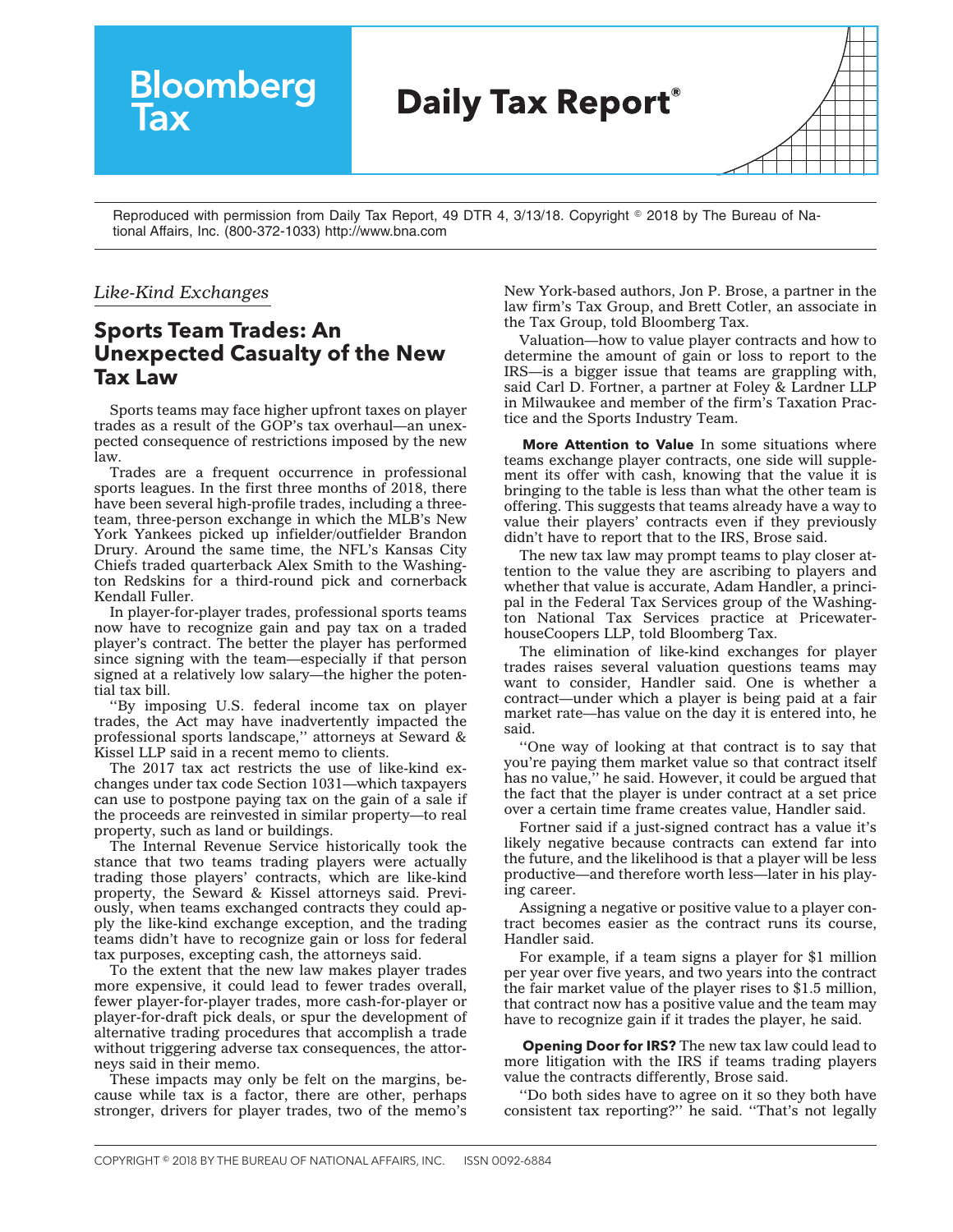# Bloomberg Tax

# Daily Tax Report®

Reproduced with permission from Daily Tax Report, 49 DTR 4, 3/13/18. Copyright © 2018 by The Bureau of National Affairs, Inc. (800-372-1033) http://www.bna.com

*Like-Kind Exchanges*

## Sports Team Trades: An Unexpected Casualty of the New Tax Law

Sports teams may face higher upfront taxes on player trades as a result of the GOP's tax overhaul—an unexpected consequence of restrictions imposed by the new law.

Trades are a frequent occurrence in professional sports leagues. In the first three months of 2018, there have been several high-profile trades, including a three-team, three-person exchange in which the MLB's New York Yankees picked up infielder/outfielder Brandon Drury. Around the same time, the NFL's Kansas City Chiefs traded quarterback Alex Smith to the Washington Redskins for a third-round pick and cornerback Kendall Fuller.

In player-for-player trades, professional sports teams now have to recognize gain and pay tax on a traded player's contract. The better the player has performed since signing with the team—especially if that person signed at a relatively low salary—the higher the potential tax bill.

''By imposing U.S. federal income tax on player trades, the Act may have inadvertently impacted the professional sports landscape,'' attorneys at Seward & Kissel LLP said in a recent memo to clients.

The 2017 tax act restricts the use of like-kind exchanges under tax code Section 1031—which taxpayers can use to postpone paying tax on the gain of a sale if the proceeds are reinvested in similar property—to real property, such as land or buildings.

The Internal Revenue Service historically took the stance that two teams trading players were actually trading those players' contracts, which are like-kind property, the Seward & Kissel attorneys said. Previously, when teams exchanged contracts they could apply the like-kind exchange exception, and the trading teams didn't have to recognize gain or loss for federal tax purposes, excepting cash, the attorneys said.

To the extent that the new law makes player trades more expensive, it could lead to fewer trades overall, fewer player-for-player trades, more cash-for-player or player-for-draft pick deals, or spur the development of alternative trading procedures that accomplish a trade without triggering adverse tax consequences, the attorneys said in their memo.

These impacts may only be felt on the margins, because while tax is a factor, there are other, perhaps stronger, drivers for player trades, two of the memo's New York-based authors, Jon P. Brose, a partner in the law firm's Tax Group, and Brett Cotler, an associate in the Tax Group, told Bloomberg Tax.

Valuation—how to value player contracts and how to determine the amount of gain or loss to report to the IRS—is a bigger issue that teams are grappling with, said Carl D. Fortner, a partner at Foley & Lardner LLP in Milwaukee and member of the firm's Taxation Practice and the Sports Industry Team.

**More Attention to Value** In some situations where teams exchange player contracts, one side will supplement its offer with cash, knowing that the value it is bringing to the table is less than what the other team is offering. This suggests that teams already have a way to value their players' contracts even if they previously didn't have to report that to the IRS, Brose said.

The new tax law may prompt teams to play closer attention to the value they are ascribing to players and whether that value is accurate, Adam Handler, a principal in the Federal Tax Services group of the Washington National Tax Services practice at PricewaterhouseCoopers LLP, told Bloomberg Tax.

The elimination of like-kind exchanges for player trades raises several valuation questions teams may want to consider, Handler said. One is whether a contract—under which a player is being paid at a fair market rate—has value on the day it is entered into, he said.

''One way of looking at that contract is to say that you're paying them market value so that contract itself has no value,'' he said. However, it could be argued that the fact that the player is under contract at a set price over a certain time frame creates value, Handler said.

Fortner said if a just-signed contract has a value it's likely negative because contracts can extend far into the future, and the likelihood is that a player will be less productive—and therefore worth less—later in his playing career.

Assigning a negative or positive value to a player contract becomes easier as the contract runs its course, Handler said.

For example, if a team signs a player for $1 million per year over five years, and two years into the contract the fair market value of the player rises to $1.5 million, that contract now has a positive value and the team may have to recognize gain if it trades the player, he said.

**Opening Door for IRS?** The new tax law could lead to more litigation with the IRS if teams trading players value the contracts differently, Brose said.

''Do both sides have to agree on it so they both have consistent tax reporting?'' he said. ''That's not legally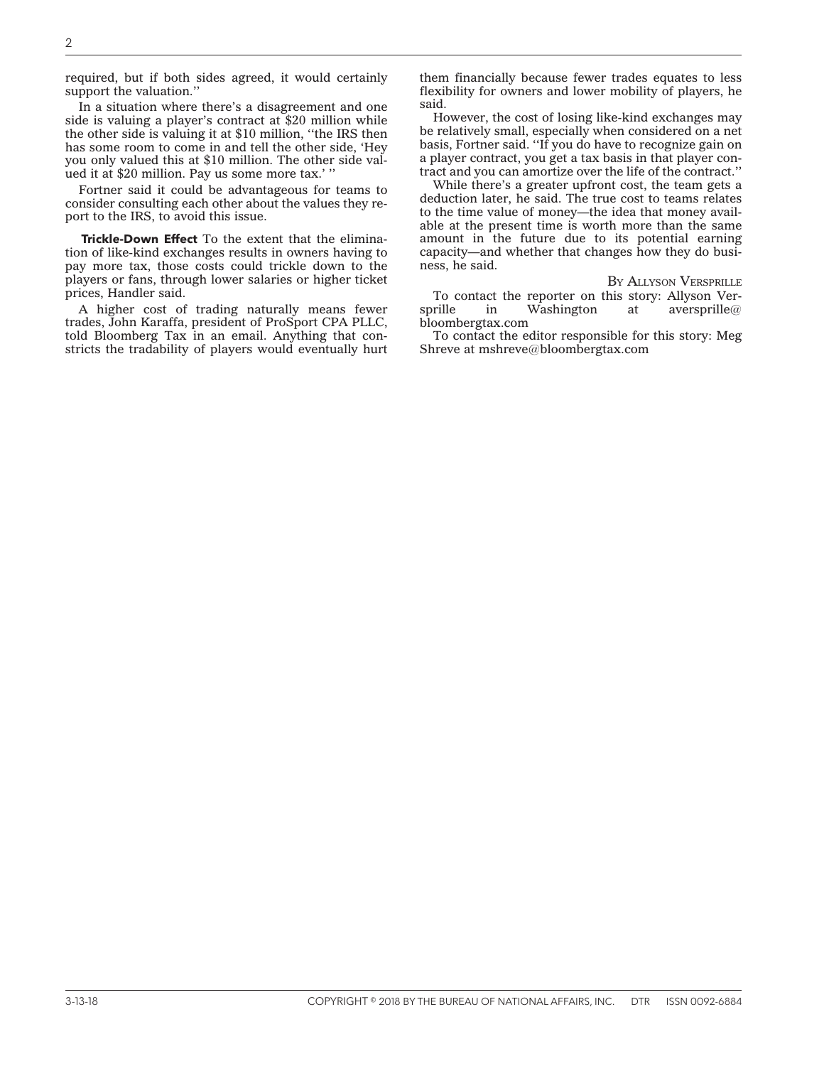required, but if both sides agreed, it would certainly support the valuation.''

In a situation where there's a disagreement and one side is valuing a player's contract at $20 million while the other side is valuing it at $10 million, ''the IRS then has some room to come in and tell the other side, 'Hey you only valued this at $10 million. The other side valued it at $20 million. Pay us some more tax.' ''

Fortner said it could be advantageous for teams to consider consulting each other about the values they report to the IRS, to avoid this issue.

**Trickle-Down Effect** To the extent that the elimination of like-kind exchanges results in owners having to pay more tax, those costs could trickle down to the players or fans, through lower salaries or higher ticket prices, Handler said.

A higher cost of trading naturally means fewer trades, John Karaffa, president of ProSport CPA PLLC, told Bloomberg Tax in an email. Anything that constricts the tradability of players would eventually hurt them financially because fewer trades equates to less flexibility for owners and lower mobility of players, he said.

However, the cost of losing like-kind exchanges may be relatively small, especially when considered on a net basis, Fortner said. ''If you do have to recognize gain on a player contract, you get a tax basis in that player contract and you can amortize over the life of the contract.''

While there's a greater upfront cost, the team gets a deduction later, he said. The true cost to teams relates to the time value of money—the idea that money available at the present time is worth more than the same amount in the future due to its potential earning capacity—and whether that changes how they do business, he said.

By Allyson Versprille

To contact the reporter on this story: Allyson Versprille in Washington at aversprille@bloombergtax.com

To contact the editor responsible for this story: Meg Shreve at mshreve@bloombergtax.com